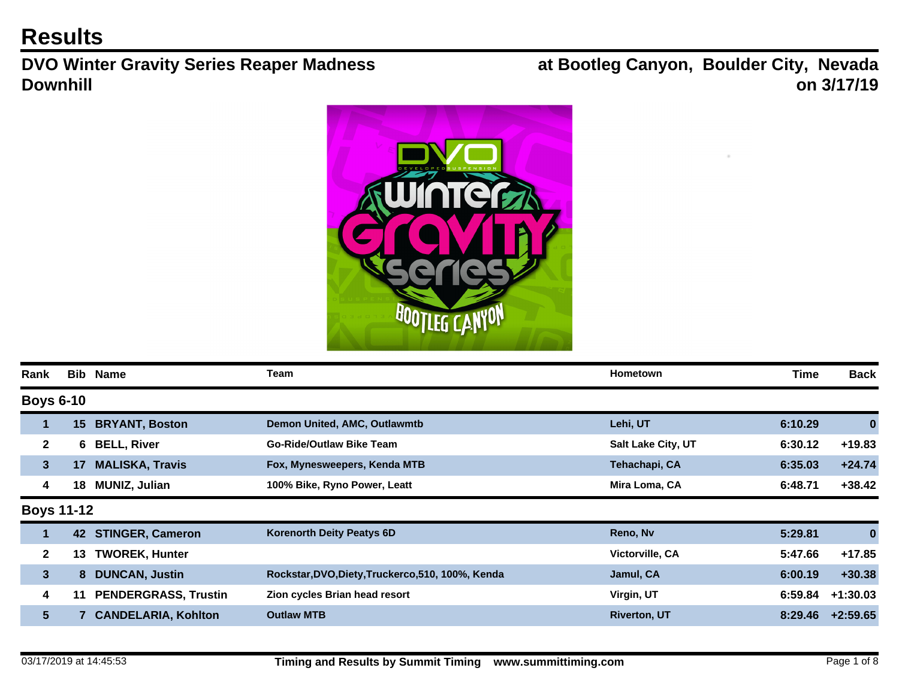# Results

## DVO Winter Gravity Series Reaper Madness Downhill

## at Bootleg Canyon, Boulder City, Nevada on 3/17/19

| Rank | Bib | Name | Team | Hometown | Time | Back |
|---|---|---|---|---|---|---|
| **Boys 6-10** | | | | | | |
| 1 | 15 | BRYANT, Boston | Demon United, AMC, Outlawmtb | Lehi, UT | 6:10.29 | 0 |
| 2 | 6 | BELL, River | Go-Ride/Outlaw Bike Team | Salt Lake City, UT | 6:30.12 | +19.83 |
| 3 | 17 | MALISKA, Travis | Fox, Mynesweepers, Kenda MTB | Tehachapi, CA | 6:35.03 | +24.74 |
| 4 | 18 | MUNIZ, Julian | 100% Bike, Ryno Power, Leatt | Mira Loma, CA | 6:48.71 | +38.42 |
| **Boys 11-12** | | | | | | |
| 1 | 42 | STINGER, Cameron | Korenorth Deity Peatys 6D | Reno, Nv | 5:29.81 | 0 |
| 2 | 13 | TWOREK, Hunter | | Victorville, CA | 5:47.66 | +17.85 |
| 3 | 8 | DUNCAN, Justin | Rockstar,DVO,Diety,Truckerco,510, 100%, Kenda | Jamul, CA | 6:00.19 | +30.38 |
| 4 | 11 | PENDERGRASS, Trustin | Zion cycles Brian head resort | Virgin, UT | 6:59.84 | +1:30.03 |
| 5 | 7 | CANDELARIA, Kohlton | Outlaw MTB | Riverton, UT | 8:29.46 | +2:59.65 |

03/17/2019 at 14:45:53 Timing and Results by Summit Timing www.summittiming.com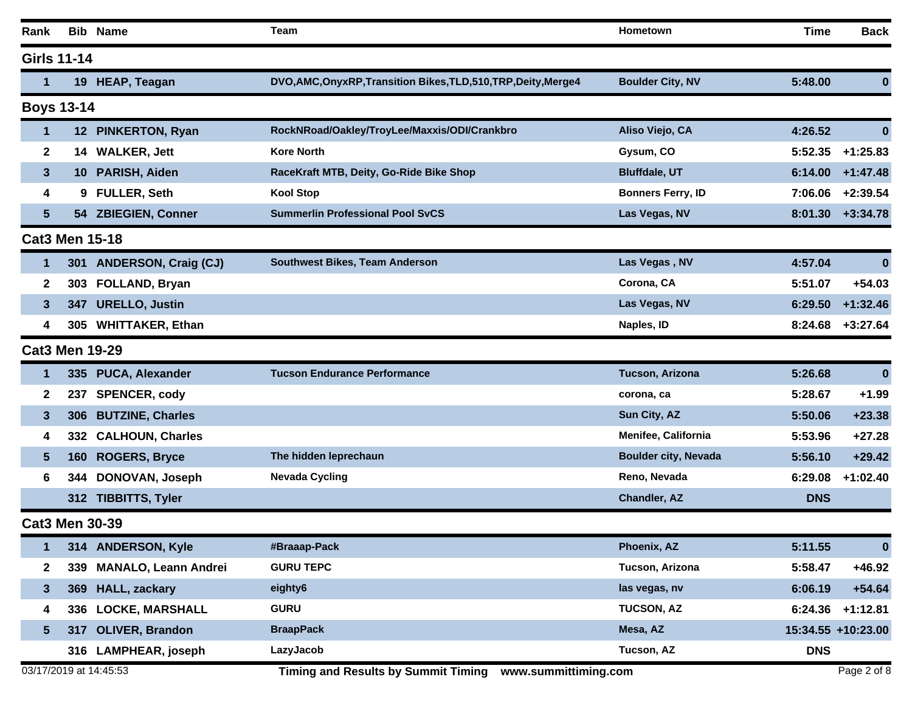| Rank | Bib | Name | Team | Hometown | Time | Back |
|---|---|---|---|---|---|---|
| **Girls 11-14** | | | | | | |
| 1 | 19 | HEAP, Teagan | DVO,AMC,OnyxRP,Transition Bikes,TLD,510,TRP,Deity,Merge4 | Boulder City, NV | 5:48.00 | 0 |
| **Boys 13-14** | | | | | | |
| 1 | 12 | PINKERTON, Ryan | RockNRoad/Oakley/TroyLee/Maxxis/ODI/Crankbro | Aliso Viejo, CA | 4:26.52 | 0 |
| 2 | 14 | WALKER, Jett | Kore North | Gysum, CO | 5:52.35 | +1:25.83 |
| 3 | 10 | PARISH, Aiden | RaceKraft MTB, Deity, Go-Ride Bike Shop | Bluffdale, UT | 6:14.00 | +1:47.48 |
| 4 | 9 | FULLER, Seth | Kool Stop | Bonners Ferry, ID | 7:06.06 | +2:39.54 |
| 5 | 54 | ZBIEGIEN, Conner | Summerlin Professional Pool SvCS | Las Vegas, NV | 8:01.30 | +3:34.78 |
| **Cat3 Men 15-18** | | | | | | |
| 1 | 301 | ANDERSON, Craig (CJ) | Southwest Bikes, Team Anderson | Las Vegas , NV | 4:57.04 | 0 |
| 2 | 303 | FOLLAND, Bryan | | Corona, CA | 5:51.07 | +54.03 |
| 3 | 347 | URELLO, Justin | | Las Vegas, NV | 6:29.50 | +1:32.46 |
| 4 | 305 | WHITTAKER, Ethan | | Naples, ID | 8:24.68 | +3:27.64 |
| **Cat3 Men 19-29** | | | | | | |
| 1 | 335 | PUCA, Alexander | Tucson Endurance Performance | Tucson, Arizona | 5:26.68 | 0 |
| 2 | 237 | SPENCER, cody | | corona, ca | 5:28.67 | +1.99 |
| 3 | 306 | BUTZINE, Charles | | Sun City, AZ | 5:50.06 | +23.38 |
| 4 | 332 | CALHOUN, Charles | | Menifee, California | 5:53.96 | +27.28 |
| 5 | 160 | ROGERS, Bryce | The hidden leprechaun | Boulder city, Nevada | 5:56.10 | +29.42 |
| 6 | 344 | DONOVAN, Joseph | Nevada Cycling | Reno, Nevada | 6:29.08 | +1:02.40 |
| | 312 | TIBBITTS, Tyler | | Chandler, AZ | DNS | |
| **Cat3 Men 30-39** | | | | | | |
| 1 | 314 | ANDERSON, Kyle | #Braaap-Pack | Phoenix, AZ | 5:11.55 | 0 |
| 2 | 339 | MANALO, Leann Andrei | GURU TEPC | Tucson, Arizona | 5:58.47 | +46.92 |
| 3 | 369 | HALL, zackary | eighty6 | las vegas, nv | 6:06.19 | +54.64 |
| 4 | 336 | LOCKE, MARSHALL | GURU | TUCSON, AZ | 6:24.36 | +1:12.81 |
| 5 | 317 | OLIVER, Brandon | BraapPack | Mesa, AZ | 15:34.55 | +10:23.00 |
| | 316 | LAMPHEAR, joseph | LazyJacob | Tucson, AZ | DNS | |

03/17/2019 at 14:45:53 — Timing and Results by Summit Timing www.summittiming.com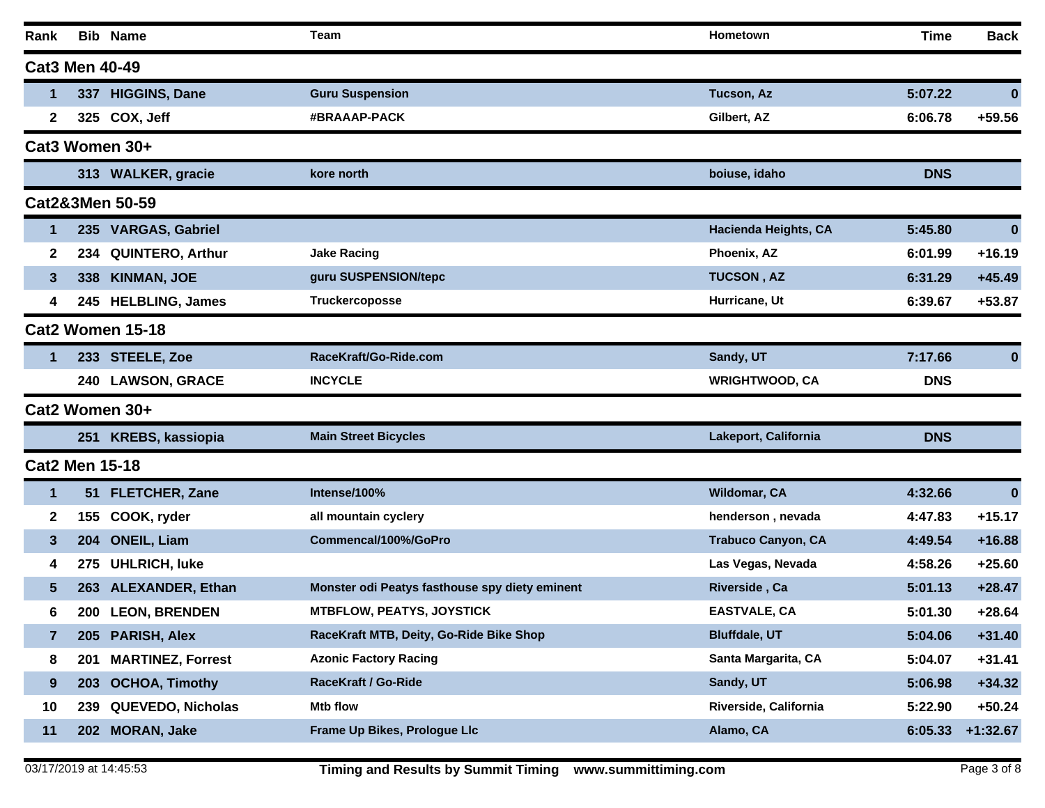| Rank | Bib | Name | Team | Hometown | Time | Back |
|---|---|---|---|---|---|---|
| **Cat3 Men 40-49** | | | | | | |
| 1 | 337 | HIGGINS, Dane | Guru Suspension | Tucson, Az | 5:07.22 | 0 |
| 2 | 325 | COX, Jeff | #BRAAAP-PACK | Gilbert, AZ | 6:06.78 | +59.56 |
| **Cat3 Women 30+** | | | | | | |
| | 313 | WALKER, gracie | kore north | boiuse, idaho | DNS | |
| **Cat2&3Men 50-59** | | | | | | |
| 1 | 235 | VARGAS, Gabriel | | Hacienda Heights, CA | 5:45.80 | 0 |
| 2 | 234 | QUINTERO, Arthur | Jake Racing | Phoenix, AZ | 6:01.99 | +16.19 |
| 3 | 338 | KINMAN, JOE | guru SUSPENSION/tepc | TUCSON , AZ | 6:31.29 | +45.49 |
| 4 | 245 | HELBLING, James | Truckercoposse | Hurricane, Ut | 6:39.67 | +53.87 |
| **Cat2 Women 15-18** | | | | | | |
| 1 | 233 | STEELE, Zoe | RaceKraft/Go-Ride.com | Sandy, UT | 7:17.66 | 0 |
| | 240 | LAWSON, GRACE | INCYCLE | WRIGHTWOOD, CA | DNS | |
| **Cat2 Women 30+** | | | | | | |
| | 251 | KREBS, kassiopia | Main Street Bicycles | Lakeport, California | DNS | |
| **Cat2 Men 15-18** | | | | | | |
| 1 | 51 | FLETCHER, Zane | Intense/100% | Wildomar, CA | 4:32.66 | 0 |
| 2 | 155 | COOK, ryder | all mountain cyclery | henderson , nevada | 4:47.83 | +15.17 |
| 3 | 204 | ONEIL, Liam | Commencal/100%/GoPro | Trabuco Canyon, CA | 4:49.54 | +16.88 |
| 4 | 275 | UHLRICH, luke | | Las Vegas, Nevada | 4:58.26 | +25.60 |
| 5 | 263 | ALEXANDER, Ethan | Monster odi Peatys fasthouse spy diety eminent | Riverside , Ca | 5:01.13 | +28.47 |
| 6 | 200 | LEON, BRENDEN | MTBFLOW, PEATYS, JOYSTICK | EASTVALE, CA | 5:01.30 | +28.64 |
| 7 | 205 | PARISH, Alex | RaceKraft MTB, Deity, Go-Ride Bike Shop | Bluffdale, UT | 5:04.06 | +31.40 |
| 8 | 201 | MARTINEZ, Forrest | Azonic Factory Racing | Santa Margarita, CA | 5:04.07 | +31.41 |
| 9 | 203 | OCHOA, Timothy | RaceKraft / Go-Ride | Sandy, UT | 5:06.98 | +34.32 |
| 10 | 239 | QUEVEDO, Nicholas | Mtb flow | Riverside, California | 5:22.90 | +50.24 |
| 11 | 202 | MORAN, Jake | Frame Up Bikes, Prologue Llc | Alamo, CA | 6:05.33 | +1:32.67 |

03/17/2019 at 14:45:53 Timing and Results by Summit Timing www.summittiming.com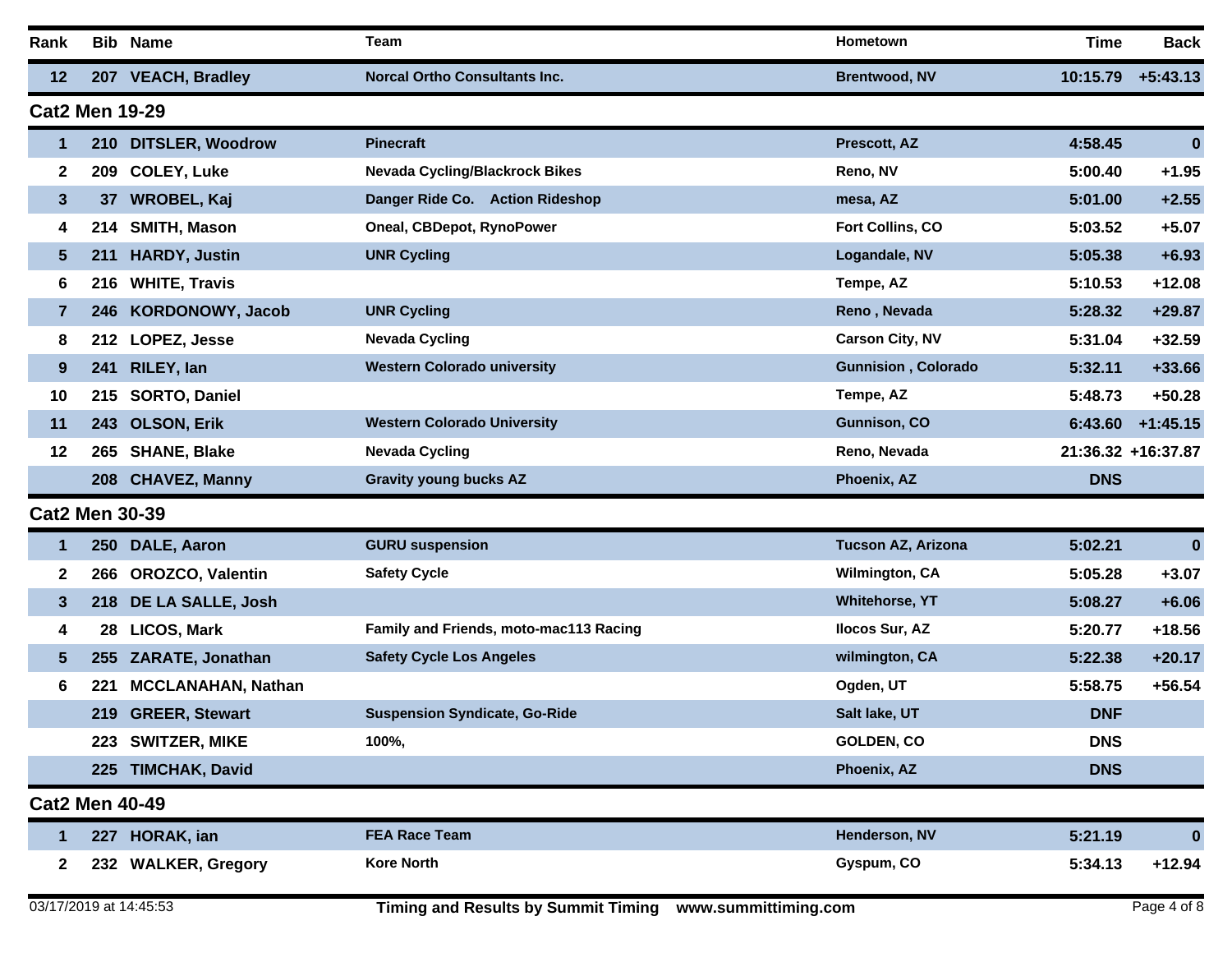| Rank | Bib | Name | Team | Hometown | Time | Back |
|---|---|---|---|---|---|---|
| 12 | 207 | VEACH, Bradley | Norcal Ortho Consultants Inc. | Brentwood, NV | 10:15.79 | +5:43.13 |

## Cat2 Men 19-29

| Rank | Bib | Name | Team | Hometown | Time | Back |
|---|---|---|---|---|---|---|
| 1 | 210 | DITSLER, Woodrow | Pinecraft | Prescott, AZ | 4:58.45 | 0 |
| 2 | 209 | COLEY, Luke | Nevada Cycling/Blackrock Bikes | Reno, NV | 5:00.40 | +1.95 |
| 3 | 37 | WROBEL, Kaj | Danger Ride Co. Action Rideshop | mesa, AZ | 5:01.00 | +2.55 |
| 4 | 214 | SMITH, Mason | Oneal, CBDepot, RynoPower | Fort Collins, CO | 5:03.52 | +5.07 |
| 5 | 211 | HARDY, Justin | UNR Cycling | Logandale, NV | 5:05.38 | +6.93 |
| 6 | 216 | WHITE, Travis | | Tempe, AZ | 5:10.53 | +12.08 |
| 7 | 246 | KORDONOWY, Jacob | UNR Cycling | Reno , Nevada | 5:28.32 | +29.87 |
| 8 | 212 | LOPEZ, Jesse | Nevada Cycling | Carson City, NV | 5:31.04 | +32.59 |
| 9 | 241 | RILEY, Ian | Western Colorado university | Gunnision , Colorado | 5:32.11 | +33.66 |
| 10 | 215 | SORTO, Daniel | | Tempe, AZ | 5:48.73 | +50.28 |
| 11 | 243 | OLSON, Erik | Western Colorado University | Gunnison, CO | 6:43.60 | +1:45.15 |
| 12 | 265 | SHANE, Blake | Nevada Cycling | Reno, Nevada | 21:36.32 | +16:37.87 |
| | 208 | CHAVEZ, Manny | Gravity young bucks AZ | Phoenix, AZ | DNS | |

## Cat2 Men 30-39

| Rank | Bib | Name | Team | Hometown | Time | Back |
|---|---|---|---|---|---|---|
| 1 | 250 | DALE, Aaron | GURU suspension | Tucson AZ, Arizona | 5:02.21 | 0 |
| 2 | 266 | OROZCO, Valentin | Safety Cycle | Wilmington, CA | 5:05.28 | +3.07 |
| 3 | 218 | DE LA SALLE, Josh | | Whitehorse, YT | 5:08.27 | +6.06 |
| 4 | 28 | LICOS, Mark | Family and Friends, moto-mac113 Racing | Ilocos Sur, AZ | 5:20.77 | +18.56 |
| 5 | 255 | ZARATE, Jonathan | Safety Cycle Los Angeles | wilmington, CA | 5:22.38 | +20.17 |
| 6 | 221 | MCCLANAHAN, Nathan | | Ogden, UT | 5:58.75 | +56.54 |
| | 219 | GREER, Stewart | Suspension Syndicate, Go-Ride | Salt lake, UT | DNF | |
| | 223 | SWITZER, MIKE | 100%, | GOLDEN, CO | DNS | |
| | 225 | TIMCHAK, David | | Phoenix, AZ | DNS | |

## Cat2 Men 40-49

| Rank | Bib | Name | Team | Hometown | Time | Back |
|---|---|---|---|---|---|---|
| 1 | 227 | HORAK, ian | FEA Race Team | Henderson, NV | 5:21.19 | 0 |
| 2 | 232 | WALKER, Gregory | Kore North | Gyspum, CO | 5:34.13 | +12.94 |

03/17/2019 at 14:45:53 Timing and Results by Summit Timing www.summittiming.com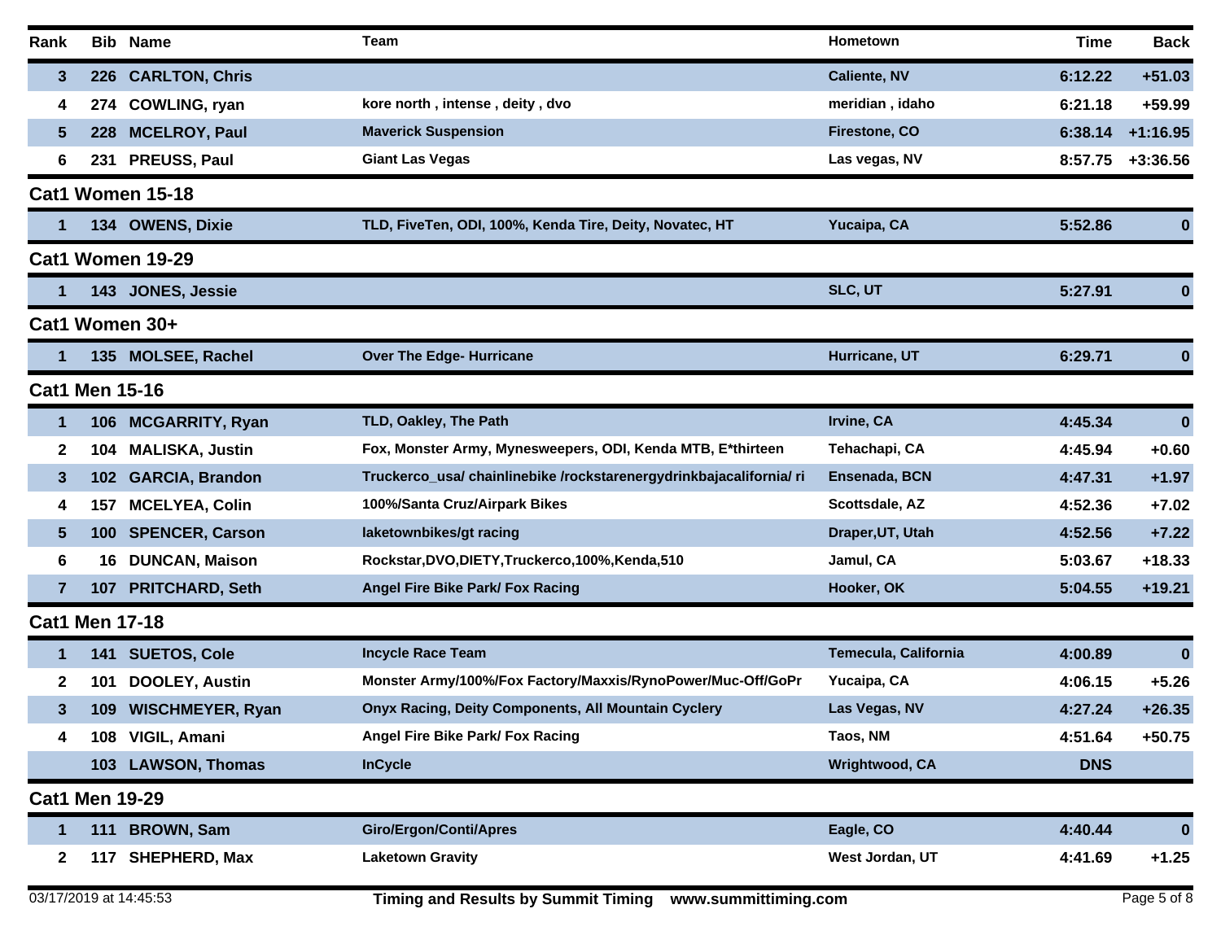| Rank | Bib | Name | Team | Hometown | Time | Back |
|---|---|---|---|---|---|---|
| 3 | 226 | CARLTON, Chris | | Caliente, NV | 6:12.22 | +51.03 |
| 4 | 274 | COWLING, ryan | kore north , intense , deity , dvo | meridian , idaho | 6:21.18 | +59.99 |
| 5 | 228 | MCELROY, Paul | Maverick Suspension | Firestone, CO | 6:38.14 | +1:16.95 |
| 6 | 231 | PREUSS, Paul | Giant Las Vegas | Las vegas, NV | 8:57.75 | +3:36.56 |

## Cat1 Women 15-18

| Rank | Bib | Name | Team | Hometown | Time | Back |
|---|---|---|---|---|---|---|
| 1 | 134 | OWENS, Dixie | TLD, FiveTen, ODI, 100%, Kenda Tire, Deity, Novatec, HT | Yucaipa, CA | 5:52.86 | 0 |

## Cat1 Women 19-29

| Rank | Bib | Name | Team | Hometown | Time | Back |
|---|---|---|---|---|---|---|
| 1 | 143 | JONES, Jessie | | SLC, UT | 5:27.91 | 0 |

## Cat1 Women 30+

| Rank | Bib | Name | Team | Hometown | Time | Back |
|---|---|---|---|---|---|---|
| 1 | 135 | MOLSEE, Rachel | Over The Edge- Hurricane | Hurricane, UT | 6:29.71 | 0 |

## Cat1 Men 15-16

| Rank | Bib | Name | Team | Hometown | Time | Back |
|---|---|---|---|---|---|---|
| 1 | 106 | MCGARRITY, Ryan | TLD, Oakley, The Path | Irvine, CA | 4:45.34 | 0 |
| 2 | 104 | MALISKA, Justin | Fox, Monster Army, Mynesweepers, ODI, Kenda MTB, E*thirteen | Tehachapi, CA | 4:45.94 | +0.60 |
| 3 | 102 | GARCIA, Brandon | Truckerco_usa/ chainlinebike /rockstarenergydrinkbajacalifornia/ ri | Ensenada, BCN | 4:47.31 | +1.97 |
| 4 | 157 | MCELYEA, Colin | 100%/Santa Cruz/Airpark Bikes | Scottsdale, AZ | 4:52.36 | +7.02 |
| 5 | 100 | SPENCER, Carson | laketownbikes/gt racing | Draper,UT, Utah | 4:52.56 | +7.22 |
| 6 | 16 | DUNCAN, Maison | Rockstar,DVO,DIETY,Truckerco,100%,Kenda,510 | Jamul, CA | 5:03.67 | +18.33 |
| 7 | 107 | PRITCHARD, Seth | Angel Fire Bike Park/ Fox Racing | Hooker, OK | 5:04.55 | +19.21 |

## Cat1 Men 17-18

| Rank | Bib | Name | Team | Hometown | Time | Back |
|---|---|---|---|---|---|---|
| 1 | 141 | SUETOS, Cole | Incycle Race Team | Temecula, California | 4:00.89 | 0 |
| 2 | 101 | DOOLEY, Austin | Monster Army/100%/Fox Factory/Maxxis/RynoPower/Muc-Off/GoPr | Yucaipa, CA | 4:06.15 | +5.26 |
| 3 | 109 | WISCHMEYER, Ryan | Onyx Racing, Deity Components, All Mountain Cyclery | Las Vegas, NV | 4:27.24 | +26.35 |
| 4 | 108 | VIGIL, Amani | Angel Fire Bike Park/ Fox Racing | Taos, NM | 4:51.64 | +50.75 |
| | 103 | LAWSON, Thomas | InCycle | Wrightwood, CA | DNS | |

## Cat1 Men 19-29

| Rank | Bib | Name | Team | Hometown | Time | Back |
|---|---|---|---|---|---|---|
| 1 | 111 | BROWN, Sam | Giro/Ergon/Conti/Apres | Eagle, CO | 4:40.44 | 0 |
| 2 | 117 | SHEPHERD, Max | Laketown Gravity | West Jordan, UT | 4:41.69 | +1.25 |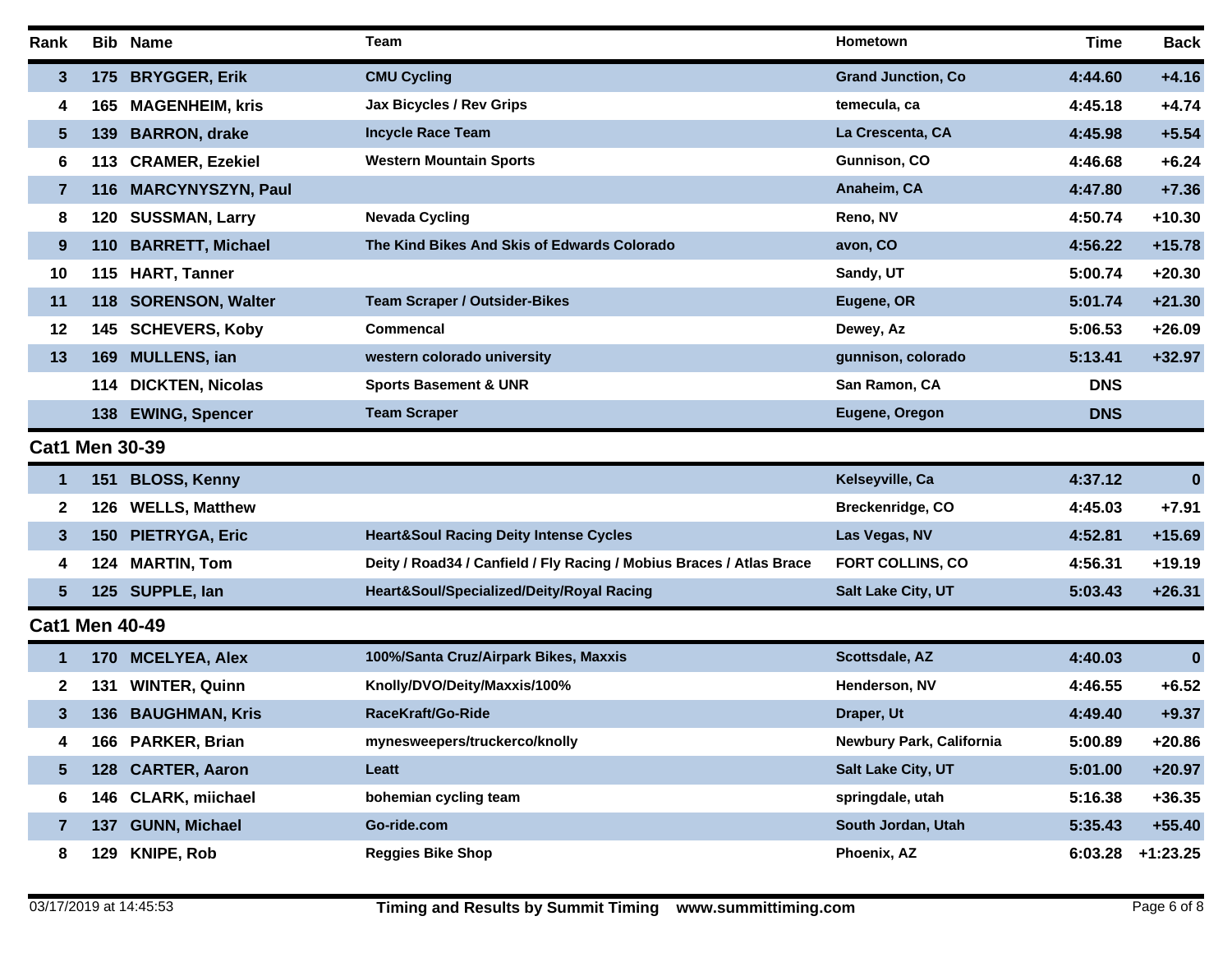| Rank | Bib | Name | Team | Hometown | Time | Back |
|---|---|---|---|---|---|---|
| 3 | 175 | BRYGGER, Erik | CMU Cycling | Grand Junction, Co | 4:44.60 | +4.16 |
| 4 | 165 | MAGENHEIM, kris | Jax Bicycles / Rev Grips | temecula, ca | 4:45.18 | +4.74 |
| 5 | 139 | BARRON, drake | Incycle Race Team | La Crescenta, CA | 4:45.98 | +5.54 |
| 6 | 113 | CRAMER, Ezekiel | Western Mountain Sports | Gunnison, CO | 4:46.68 | +6.24 |
| 7 | 116 | MARCYNYSZYN, Paul | | Anaheim, CA | 4:47.80 | +7.36 |
| 8 | 120 | SUSSMAN, Larry | Nevada Cycling | Reno, NV | 4:50.74 | +10.30 |
| 9 | 110 | BARRETT, Michael | The Kind Bikes And Skis of Edwards Colorado | avon, CO | 4:56.22 | +15.78 |
| 10 | 115 | HART, Tanner | | Sandy, UT | 5:00.74 | +20.30 |
| 11 | 118 | SORENSON, Walter | Team Scraper / Outsider-Bikes | Eugene, OR | 5:01.74 | +21.30 |
| 12 | 145 | SCHEVERS, Koby | Commencal | Dewey, Az | 5:06.53 | +26.09 |
| 13 | 169 | MULLENS, ian | western colorado university | gunnison, colorado | 5:13.41 | +32.97 |
| | 114 | DICKTEN, Nicolas | Sports Basement & UNR | San Ramon, CA | DNS | |
| | 138 | EWING, Spencer | Team Scraper | Eugene, Oregon | DNS | |

## Cat1 Men 30-39

| Rank | Bib | Name | Team | Hometown | Time | Back |
|---|---|---|---|---|---|---|
| 1 | 151 | BLOSS, Kenny | | Kelseyville, Ca | 4:37.12 | 0 |
| 2 | 126 | WELLS, Matthew | | Breckenridge, CO | 4:45.03 | +7.91 |
| 3 | 150 | PIETRYGA, Eric | Heart&Soul Racing Deity Intense Cycles | Las Vegas, NV | 4:52.81 | +15.69 |
| 4 | 124 | MARTIN, Tom | Deity / Road34 / Canfield / Fly Racing / Mobius Braces / Atlas Brace | FORT COLLINS, CO | 4:56.31 | +19.19 |
| 5 | 125 | SUPPLE, Ian | Heart&Soul/Specialized/Deity/Royal Racing | Salt Lake City, UT | 5:03.43 | +26.31 |

## Cat1 Men 40-49

| Rank | Bib | Name | Team | Hometown | Time | Back |
|---|---|---|---|---|---|---|
| 1 | 170 | MCELYEA, Alex | 100%/Santa Cruz/Airpark Bikes, Maxxis | Scottsdale, AZ | 4:40.03 | 0 |
| 2 | 131 | WINTER, Quinn | Knolly/DVO/Deity/Maxxis/100% | Henderson, NV | 4:46.55 | +6.52 |
| 3 | 136 | BAUGHMAN, Kris | RaceKraft/Go-Ride | Draper, Ut | 4:49.40 | +9.37 |
| 4 | 166 | PARKER, Brian | mynesweepers/truckerco/knolly | Newbury Park, California | 5:00.89 | +20.86 |
| 5 | 128 | CARTER, Aaron | Leatt | Salt Lake City, UT | 5:01.00 | +20.97 |
| 6 | 146 | CLARK, miichael | bohemian cycling team | springdale, utah | 5:16.38 | +36.35 |
| 7 | 137 | GUNN, Michael | Go-ride.com | South Jordan, Utah | 5:35.43 | +55.40 |
| 8 | 129 | KNIPE, Rob | Reggies Bike Shop | Phoenix, AZ | 6:03.28 | +1:23.25 |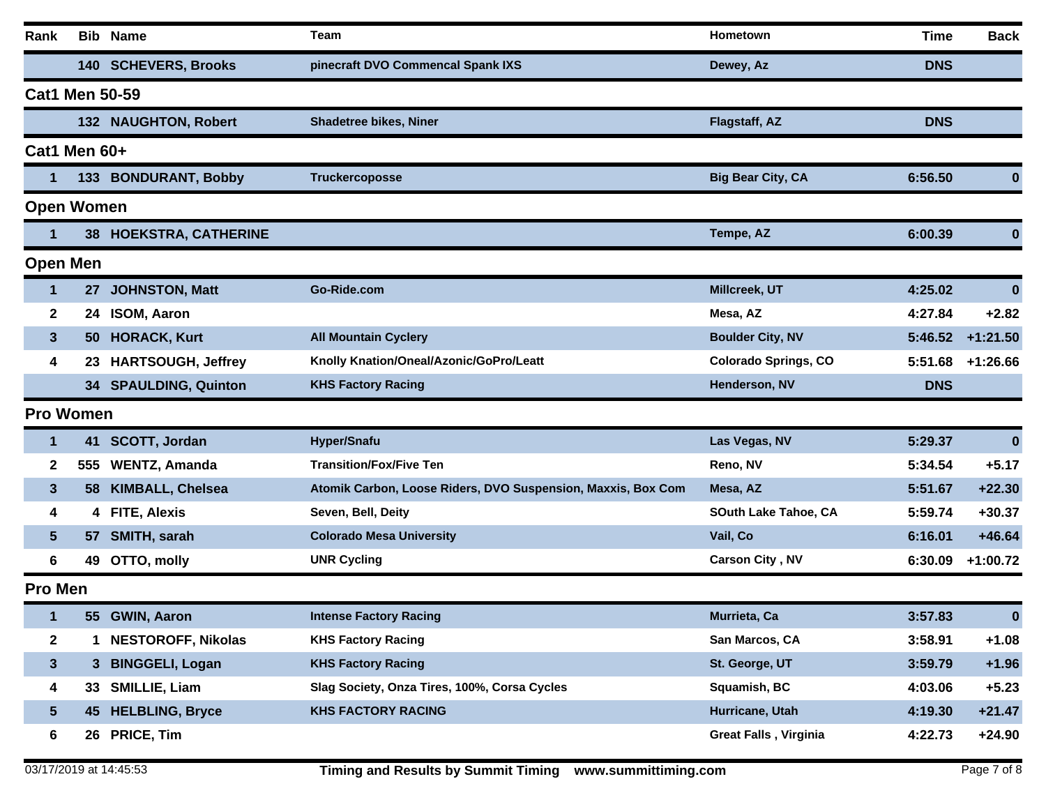| Rank | Bib | Name | Team | Hometown | Time | Back |
|---|---|---|---|---|---|---|
| | 140 | SCHEVERS, Brooks | pinecraft DVO Commencal Spank IXS | Dewey, Az | DNS | |

## Cat1 Men 50-59

| Rank | Bib | Name | Team | Hometown | Time | Back |
|---|---|---|---|---|---|---|
| | 132 | NAUGHTON, Robert | Shadetree bikes, Niner | Flagstaff, AZ | DNS | |

## Cat1 Men 60+

| Rank | Bib | Name | Team | Hometown | Time | Back |
|---|---|---|---|---|---|---|
| 1 | 133 | BONDURANT, Bobby | Truckercoposse | Big Bear City, CA | 6:56.50 | 0 |

## Open Women

| Rank | Bib | Name | Team | Hometown | Time | Back |
|---|---|---|---|---|---|---|
| 1 | 38 | HOEKSTRA, CATHERINE | | Tempe, AZ | 6:00.39 | 0 |

## Open Men

| Rank | Bib | Name | Team | Hometown | Time | Back |
|---|---|---|---|---|---|---|
| 1 | 27 | JOHNSTON, Matt | Go-Ride.com | Millcreek, UT | 4:25.02 | 0 |
| 2 | 24 | ISOM, Aaron | | Mesa, AZ | 4:27.84 | +2.82 |
| 3 | 50 | HORACK, Kurt | All Mountain Cyclery | Boulder City, NV | 5:46.52 | +1:21.50 |
| 4 | 23 | HARTSOUGH, Jeffrey | Knolly Knation/Oneal/Azonic/GoPro/Leatt | Colorado Springs, CO | 5:51.68 | +1:26.66 |
| | 34 | SPAULDING, Quinton | KHS Factory Racing | Henderson, NV | DNS | |

## Pro Women

| Rank | Bib | Name | Team | Hometown | Time | Back |
|---|---|---|---|---|---|---|
| 1 | 41 | SCOTT, Jordan | Hyper/Snafu | Las Vegas, NV | 5:29.37 | 0 |
| 2 | 555 | WENTZ, Amanda | Transition/Fox/Five Ten | Reno, NV | 5:34.54 | +5.17 |
| 3 | 58 | KIMBALL, Chelsea | Atomik Carbon, Loose Riders, DVO Suspension, Maxxis, Box Com | Mesa, AZ | 5:51.67 | +22.30 |
| 4 | 4 | FITE, Alexis | Seven, Bell, Deity | SOuth Lake Tahoe, CA | 5:59.74 | +30.37 |
| 5 | 57 | SMITH, sarah | Colorado Mesa University | Vail, Co | 6:16.01 | +46.64 |
| 6 | 49 | OTTO, molly | UNR Cycling | Carson City , NV | 6:30.09 | +1:00.72 |

## Pro Men

| Rank | Bib | Name | Team | Hometown | Time | Back |
|---|---|---|---|---|---|---|
| 1 | 55 | GWIN, Aaron | Intense Factory Racing | Murrieta, Ca | 3:57.83 | 0 |
| 2 | 1 | NESTOROFF, Nikolas | KHS Factory Racing | San Marcos, CA | 3:58.91 | +1.08 |
| 3 | 3 | BINGGELI, Logan | KHS Factory Racing | St. George, UT | 3:59.79 | +1.96 |
| 4 | 33 | SMILLIE, Liam | Slag Society, Onza Tires, 100%, Corsa Cycles | Squamish, BC | 4:03.06 | +5.23 |
| 5 | 45 | HELBLING, Bryce | KHS FACTORY RACING | Hurricane, Utah | 4:19.30 | +21.47 |
| 6 | 26 | PRICE, Tim | | Great Falls , Virginia | 4:22.73 | +24.90 |

03/17/2019 at 14:45:53 Timing and Results by Summit Timing www.summittiming.com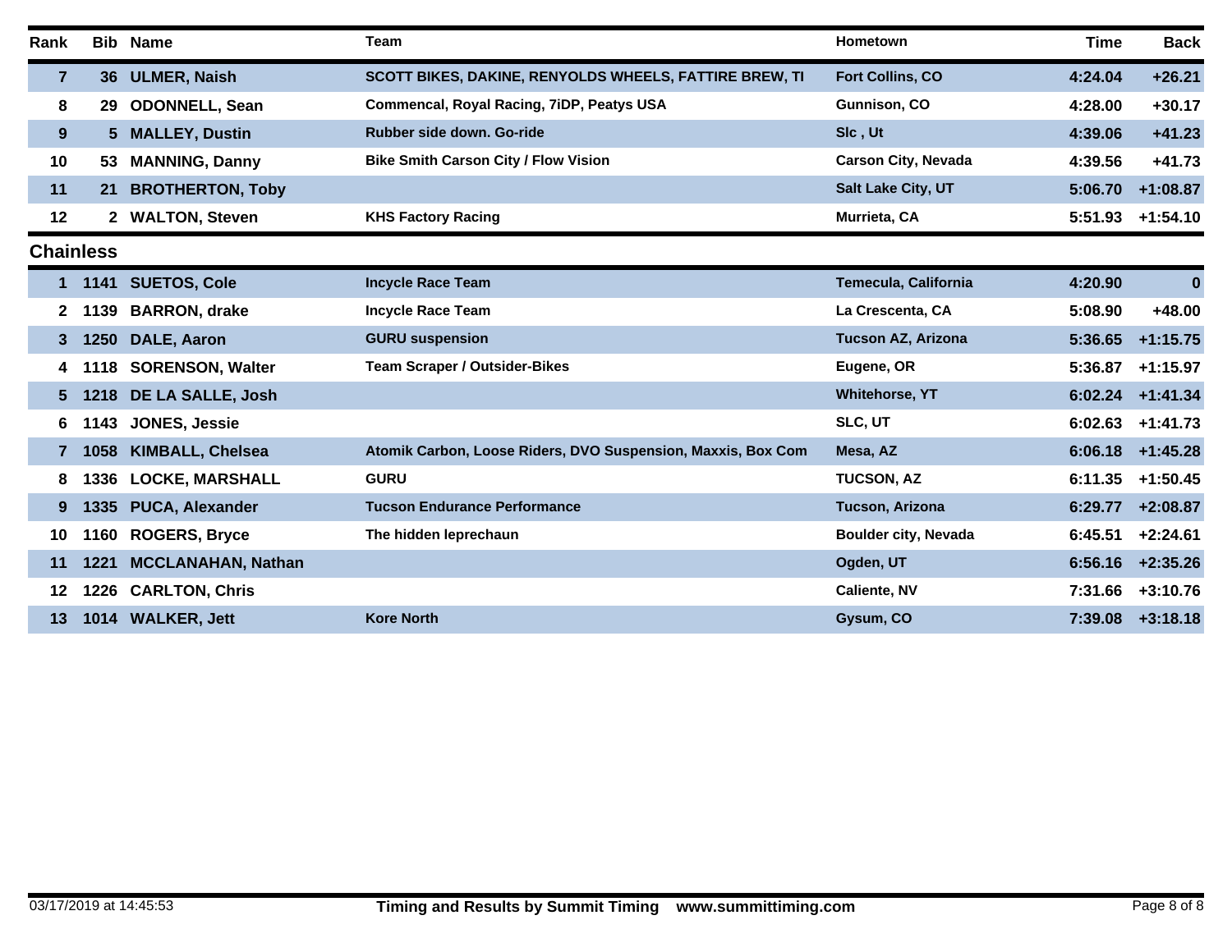| Rank | Bib | Name | Team | Hometown | Time | Back |
|---|---|---|---|---|---|---|
| 7 | 36 | ULMER, Naish | SCOTT BIKES, DAKINE, RENYOLDS WHEELS, FATTIRE BREW, TI | Fort Collins, CO | 4:24.04 | +26.21 |
| 8 | 29 | ODONNELL, Sean | Commencal, Royal Racing, 7iDP, Peatys USA | Gunnison, CO | 4:28.00 | +30.17 |
| 9 | 5 | MALLEY, Dustin | Rubber side down. Go-ride | Slc , Ut | 4:39.06 | +41.23 |
| 10 | 53 | MANNING, Danny | Bike Smith Carson City / Flow Vision | Carson City, Nevada | 4:39.56 | +41.73 |
| 11 | 21 | BROTHERTON, Toby | | Salt Lake City, UT | 5:06.70 | +1:08.87 |
| 12 | 2 | WALTON, Steven | KHS Factory Racing | Murrieta, CA | 5:51.93 | +1:54.10 |

## Chainless

| Rank | Bib | Name | Team | Hometown | Time | Back |
|---|---|---|---|---|---|---|
| 1 | 1141 | SUETOS, Cole | Incycle Race Team | Temecula, California | 4:20.90 | 0 |
| 2 | 1139 | BARRON, drake | Incycle Race Team | La Crescenta, CA | 5:08.90 | +48.00 |
| 3 | 1250 | DALE, Aaron | GURU suspension | Tucson AZ, Arizona | 5:36.65 | +1:15.75 |
| 4 | 1118 | SORENSON, Walter | Team Scraper / Outsider-Bikes | Eugene, OR | 5:36.87 | +1:15.97 |
| 5 | 1218 | DE LA SALLE, Josh | | Whitehorse, YT | 6:02.24 | +1:41.34 |
| 6 | 1143 | JONES, Jessie | | SLC, UT | 6:02.63 | +1:41.73 |
| 7 | 1058 | KIMBALL, Chelsea | Atomik Carbon, Loose Riders, DVO Suspension, Maxxis, Box Com | Mesa, AZ | 6:06.18 | +1:45.28 |
| 8 | 1336 | LOCKE, MARSHALL | GURU | TUCSON, AZ | 6:11.35 | +1:50.45 |
| 9 | 1335 | PUCA, Alexander | Tucson Endurance Performance | Tucson, Arizona | 6:29.77 | +2:08.87 |
| 10 | 1160 | ROGERS, Bryce | The hidden leprechaun | Boulder city, Nevada | 6:45.51 | +2:24.61 |
| 11 | 1221 | MCCLANAHAN, Nathan | | Ogden, UT | 6:56.16 | +2:35.26 |
| 12 | 1226 | CARLTON, Chris | | Caliente, NV | 7:31.66 | +3:10.76 |
| 13 | 1014 | WALKER, Jett | Kore North | Gysum, CO | 7:39.08 | +3:18.18 |